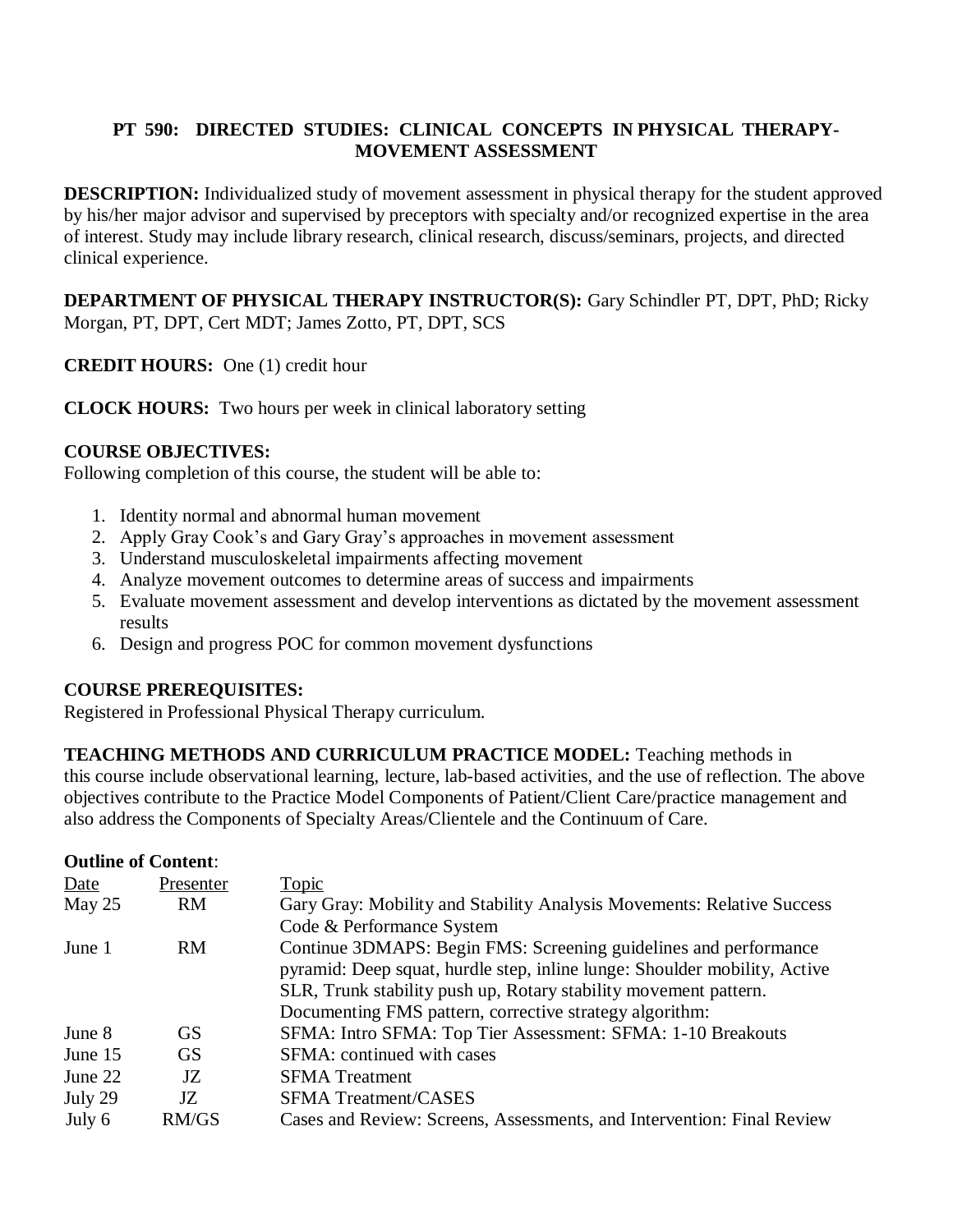# PT 590: DIRECTED STUDIES: CLINICAL CONCEPTS IN PHYSICAL THERAPY-MOVEMENT ASSESSMENT

**DESCRIPTION:** Individualized study of movement assessment in physical therapy for the student approved by his/her major advisor and supervised by preceptors with specialty and/or recognized expertise in the area of interest. Study may include library research, clinical research, discuss/seminars, projects, and directed clinical experience.

**DEPARTMENT OF PHYSICAL THERAPY INSTRUCTOR(S):** Gary Schindler PT, DPT, PhD; Ricky Morgan, PT, DPT, Cert MDT; James Zotto, PT, DPT, SCS

**CREDIT HOURS:** One (1) credit hour

**CLOCK HOURS:** Two hours per week in clinical laboratory setting

**COURSE OBJECTIVES:**
Following completion of this course, the student will be able to:

1. Identity normal and abnormal human movement
2. Apply Gray Cook's and Gary Gray's approaches in movement assessment
3. Understand musculoskeletal impairments affecting movement
4. Analyze movement outcomes to determine areas of success and impairments
5. Evaluate movement assessment and develop interventions as dictated by the movement assessment results
6. Design and progress POC for common movement dysfunctions

**COURSE PREREQUISITES:**
Registered in Professional Physical Therapy curriculum.

**TEACHING METHODS AND CURRICULUM PRACTICE MODEL:** Teaching methods in this course include observational learning, lecture, lab-based activities, and the use of reflection. The above objectives contribute to the Practice Model Components of Patient/Client Care/practice management and also address the Components of Specialty Areas/Clientele and the Continuum of Care.

**Outline of Content**:

| Date | Presenter | Topic |
|---|---|---|
| May 25 | RM | Gary Gray: Mobility and Stability Analysis Movements: Relative Success Code & Performance System |
| June 1 | RM | Continue 3DMAPS: Begin FMS: Screening guidelines and performance pyramid: Deep squat, hurdle step, inline lunge: Shoulder mobility, Active SLR, Trunk stability push up, Rotary stability movement pattern. Documenting FMS pattern, corrective strategy algorithm: |
| June 8 | GS | SFMA: Intro SFMA: Top Tier Assessment: SFMA: 1-10 Breakouts |
| June 15 | GS | SFMA: continued with cases |
| June 22 | JZ | SFMA Treatment |
| July 29 | JZ | SFMA Treatment/CASES |
| July 6 | RM/GS | Cases and Review: Screens, Assessments, and Intervention: Final Review |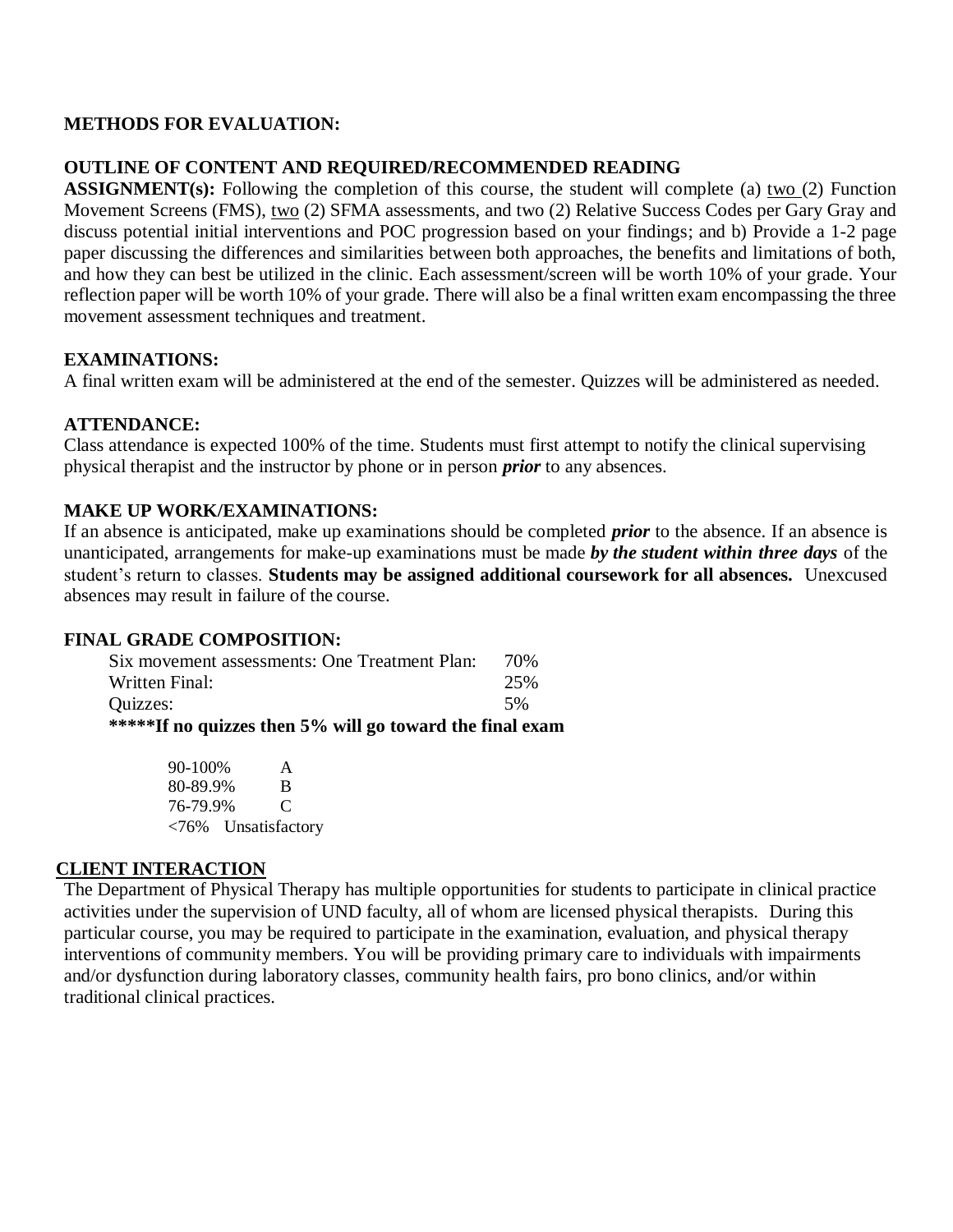**METHODS FOR EVALUATION:**

**OUTLINE OF CONTENT AND REQUIRED/RECOMMENDED READING**

**ASSIGNMENT(s):** Following the completion of this course, the student will complete (a) two (2) Function Movement Screens (FMS), two (2) SFMA assessments, and two (2) Relative Success Codes per Gary Gray and discuss potential initial interventions and POC progression based on your findings; and b) Provide a 1-2 page paper discussing the differences and similarities between both approaches, the benefits and limitations of both, and how they can best be utilized in the clinic. Each assessment/screen will be worth 10% of your grade. Your reflection paper will be worth 10% of your grade. There will also be a final written exam encompassing the three movement assessment techniques and treatment.

**EXAMINATIONS:**

A final written exam will be administered at the end of the semester. Quizzes will be administered as needed.

**ATTENDANCE:**

Class attendance is expected 100% of the time. Students must first attempt to notify the clinical supervising physical therapist and the instructor by phone or in person ***prior*** to any absences.

**MAKE UP WORK/EXAMINATIONS:**

If an absence is anticipated, make up examinations should be completed ***prior*** to the absence. If an absence is unanticipated, arrangements for make-up examinations must be made ***by the student within three days*** of the student's return to classes. **Students may be assigned additional coursework for all absences.** Unexcused absences may result in failure of the course.

**FINAL GRADE COMPOSITION:**

| | |
|---|---|
| Six movement assessments: One Treatment Plan: | 70% |
| Written Final: | 25% |
| Quizzes: | 5% |

**\*\*\*\*\*If no quizzes then 5% will go toward the final exam**

| | |
|---|---|
| 90-100% | A |
| 80-89.9% | B |
| 76-79.9% | C |
| <76% | Unsatisfactory |

**CLIENT INTERACTION**

The Department of Physical Therapy has multiple opportunities for students to participate in clinical practice activities under the supervision of UND faculty, all of whom are licensed physical therapists. During this particular course, you may be required to participate in the examination, evaluation, and physical therapy interventions of community members. You will be providing primary care to individuals with impairments and/or dysfunction during laboratory classes, community health fairs, pro bono clinics, and/or within traditional clinical practices.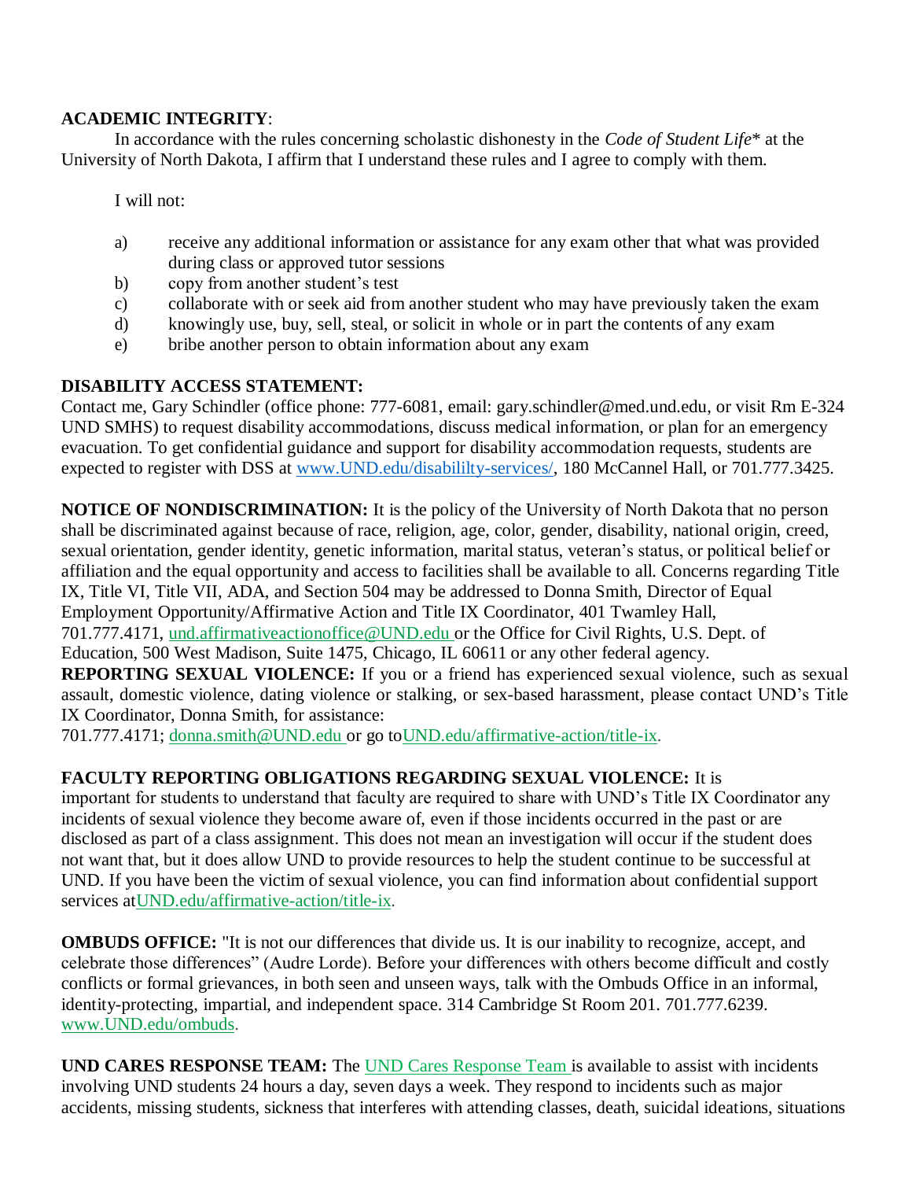**ACADEMIC INTEGRITY**:

In accordance with the rules concerning scholastic dishonesty in the *Code of Student Life*\* at the University of North Dakota, I affirm that I understand these rules and I agree to comply with them.

I will not:

a) receive any additional information or assistance for any exam other that what was provided during class or approved tutor sessions
b) copy from another student's test
c) collaborate with or seek aid from another student who may have previously taken the exam
d) knowingly use, buy, sell, steal, or solicit in whole or in part the contents of any exam
e) bribe another person to obtain information about any exam

**DISABILITY ACCESS STATEMENT:**
Contact me, Gary Schindler (office phone: 777-6081, email: gary.schindler@med.und.edu, or visit Rm E-324 UND SMHS) to request disability accommodations, discuss medical information, or plan for an emergency evacuation. To get confidential guidance and support for disability accommodation requests, students are expected to register with DSS at www.UND.edu/disabililty-services/, 180 McCannel Hall, or 701.777.3425.

**NOTICE OF NONDISCRIMINATION:** It is the policy of the University of North Dakota that no person shall be discriminated against because of race, religion, age, color, gender, disability, national origin, creed, sexual orientation, gender identity, genetic information, marital status, veteran's status, or political belief or affiliation and the equal opportunity and access to facilities shall be available to all. Concerns regarding Title IX, Title VI, Title VII, ADA, and Section 504 may be addressed to Donna Smith, Director of Equal Employment Opportunity/Affirmative Action and Title IX Coordinator, 401 Twamley Hall, 701.777.4171, und.affirmativeactionoffice@UND.edu or the Office for Civil Rights, U.S. Dept. of Education, 500 West Madison, Suite 1475, Chicago, IL 60611 or any other federal agency.

**REPORTING SEXUAL VIOLENCE:** If you or a friend has experienced sexual violence, such as sexual assault, domestic violence, dating violence or stalking, or sex-based harassment, please contact UND's Title IX Coordinator, Donna Smith, for assistance:
701.777.4171; donna.smith@UND.edu or go toUND.edu/affirmative-action/title-ix.

**FACULTY REPORTING OBLIGATIONS REGARDING SEXUAL VIOLENCE:** It is important for students to understand that faculty are required to share with UND's Title IX Coordinator any incidents of sexual violence they become aware of, even if those incidents occurred in the past or are disclosed as part of a class assignment. This does not mean an investigation will occur if the student does not want that, but it does allow UND to provide resources to help the student continue to be successful at UND. If you have been the victim of sexual violence, you can find information about confidential support services atUND.edu/affirmative-action/title-ix.

**OMBUDS OFFICE:** "It is not our differences that divide us. It is our inability to recognize, accept, and celebrate those differences" (Audre Lorde). Before your differences with others become difficult and costly conflicts or formal grievances, in both seen and unseen ways, talk with the Ombuds Office in an informal, identity-protecting, impartial, and independent space. 314 Cambridge St Room 201. 701.777.6239. www.UND.edu/ombuds.

**UND CARES RESPONSE TEAM:** The UND Cares Response Team is available to assist with incidents involving UND students 24 hours a day, seven days a week. They respond to incidents such as major accidents, missing students, sickness that interferes with attending classes, death, suicidal ideations, situations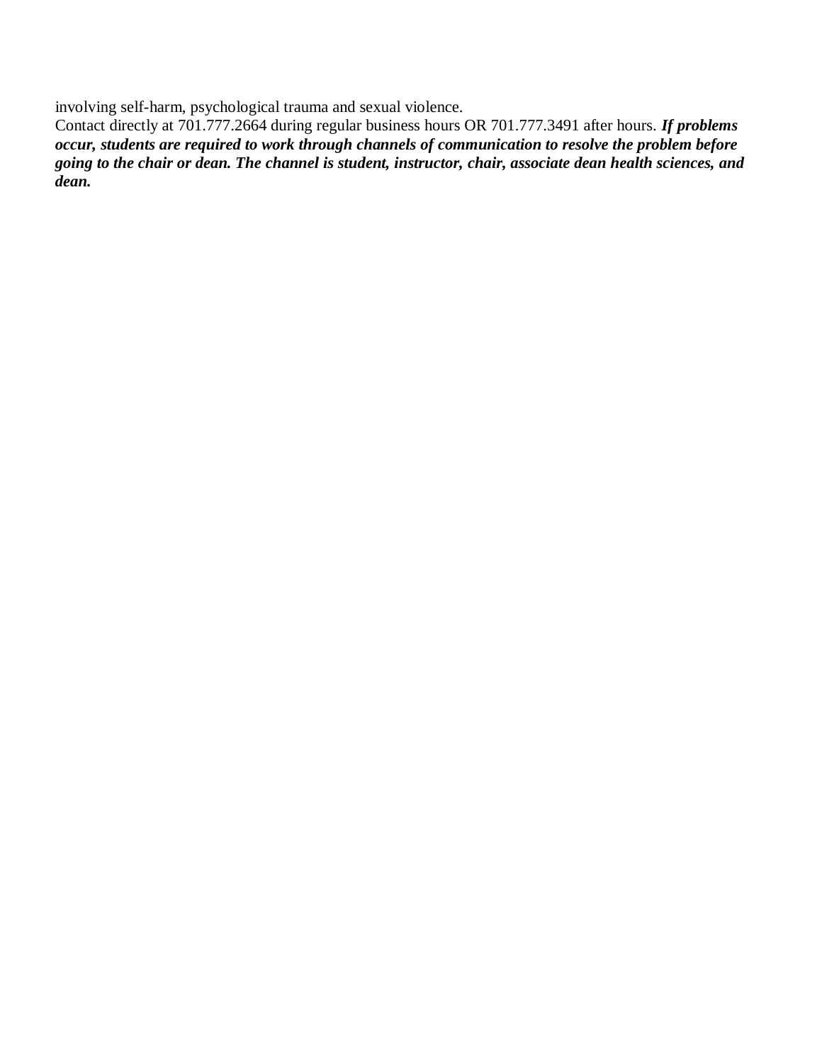involving self-harm, psychological trauma and sexual violence.

Contact directly at 701.777.2664 during regular business hours OR 701.777.3491 after hours. ***If problems occur, students are required to work through channels of communication to resolve the problem before going to the chair or dean. The channel is student, instructor, chair, associate dean health sciences, and dean.***